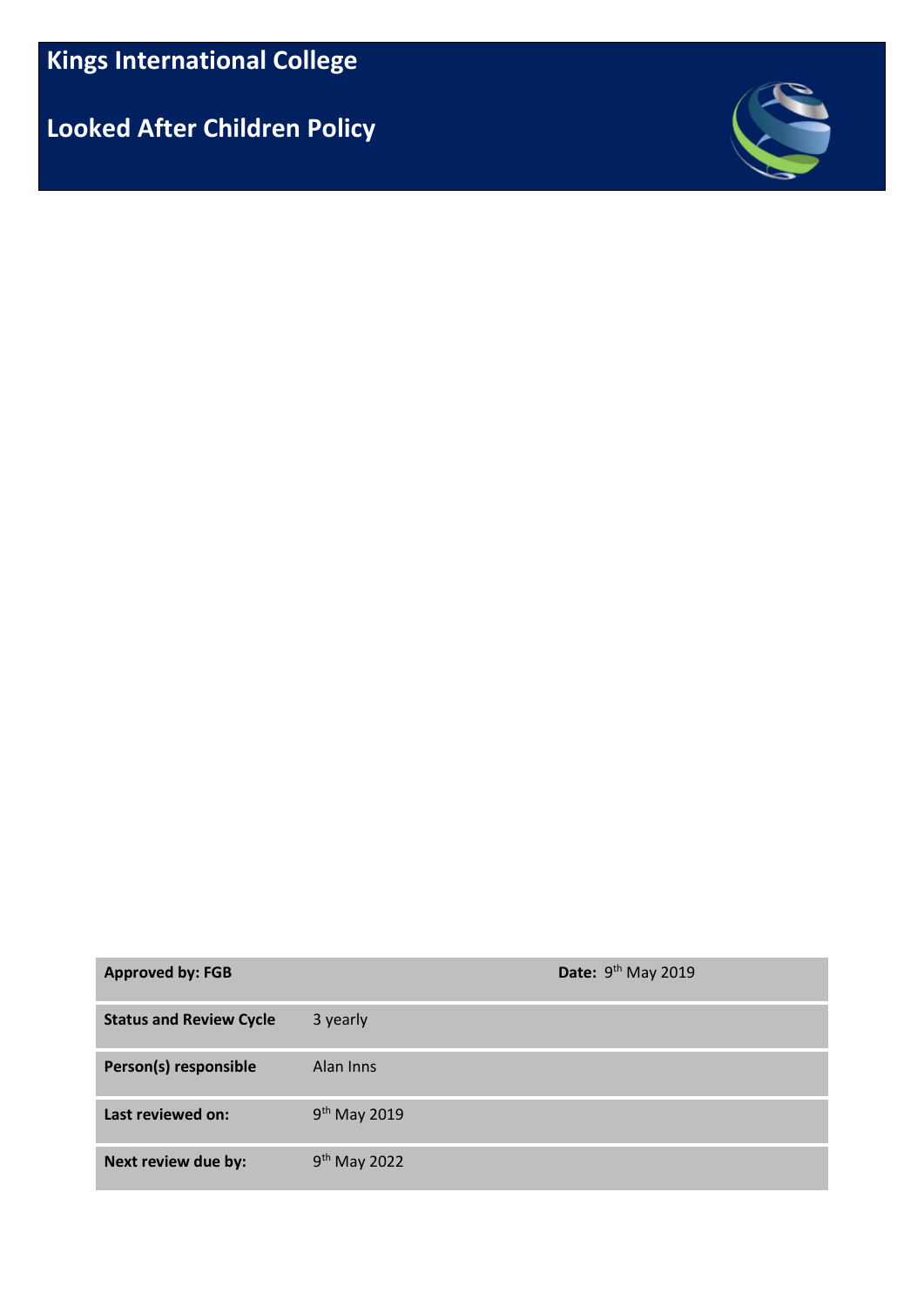# Kings International College

## Looked After Children Policy

| **Approved by: FGB** | | **Date:** 9th May 2019 |
|---|---|---|
| **Status and Review Cycle** | 3 yearly | |
| **Person(s) responsible** | Alan Inns | |
| **Last reviewed on:** | 9th May 2019 | |
| **Next review due by:** | 9th May 2022 | |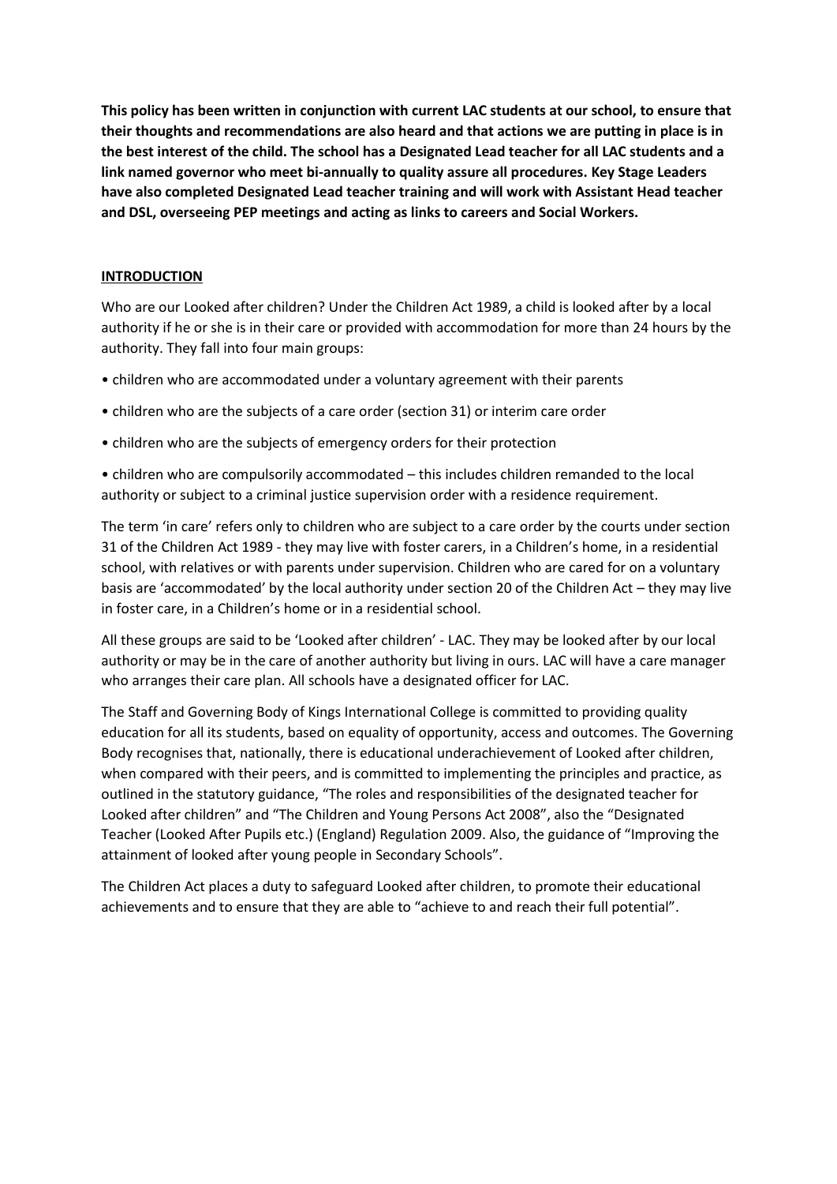**This policy has been written in conjunction with current LAC students at our school, to ensure that their thoughts and recommendations are also heard and that actions we are putting in place is in the best interest of the child. The school has a Designated Lead teacher for all LAC students and a link named governor who meet bi-annually to quality assure all procedures. Key Stage Leaders have also completed Designated Lead teacher training and will work with Assistant Head teacher and DSL, overseeing PEP meetings and acting as links to careers and Social Workers.**

## INTRODUCTION

Who are our Looked after children? Under the Children Act 1989, a child is looked after by a local authority if he or she is in their care or provided with accommodation for more than 24 hours by the authority. They fall into four main groups:

- children who are accommodated under a voluntary agreement with their parents
- children who are the subjects of a care order (section 31) or interim care order
- children who are the subjects of emergency orders for their protection
- children who are compulsorily accommodated – this includes children remanded to the local authority or subject to a criminal justice supervision order with a residence requirement.

The term 'in care' refers only to children who are subject to a care order by the courts under section 31 of the Children Act 1989 - they may live with foster carers, in a Children's home, in a residential school, with relatives or with parents under supervision. Children who are cared for on a voluntary basis are 'accommodated' by the local authority under section 20 of the Children Act – they may live in foster care, in a Children's home or in a residential school.

All these groups are said to be 'Looked after children' - LAC. They may be looked after by our local authority or may be in the care of another authority but living in ours. LAC will have a care manager who arranges their care plan. All schools have a designated officer for LAC.

The Staff and Governing Body of Kings International College is committed to providing quality education for all its students, based on equality of opportunity, access and outcomes. The Governing Body recognises that, nationally, there is educational underachievement of Looked after children, when compared with their peers, and is committed to implementing the principles and practice, as outlined in the statutory guidance, "The roles and responsibilities of the designated teacher for Looked after children" and "The Children and Young Persons Act 2008", also the "Designated Teacher (Looked After Pupils etc.) (England) Regulation 2009. Also, the guidance of "Improving the attainment of looked after young people in Secondary Schools".

The Children Act places a duty to safeguard Looked after children, to promote their educational achievements and to ensure that they are able to "achieve to and reach their full potential".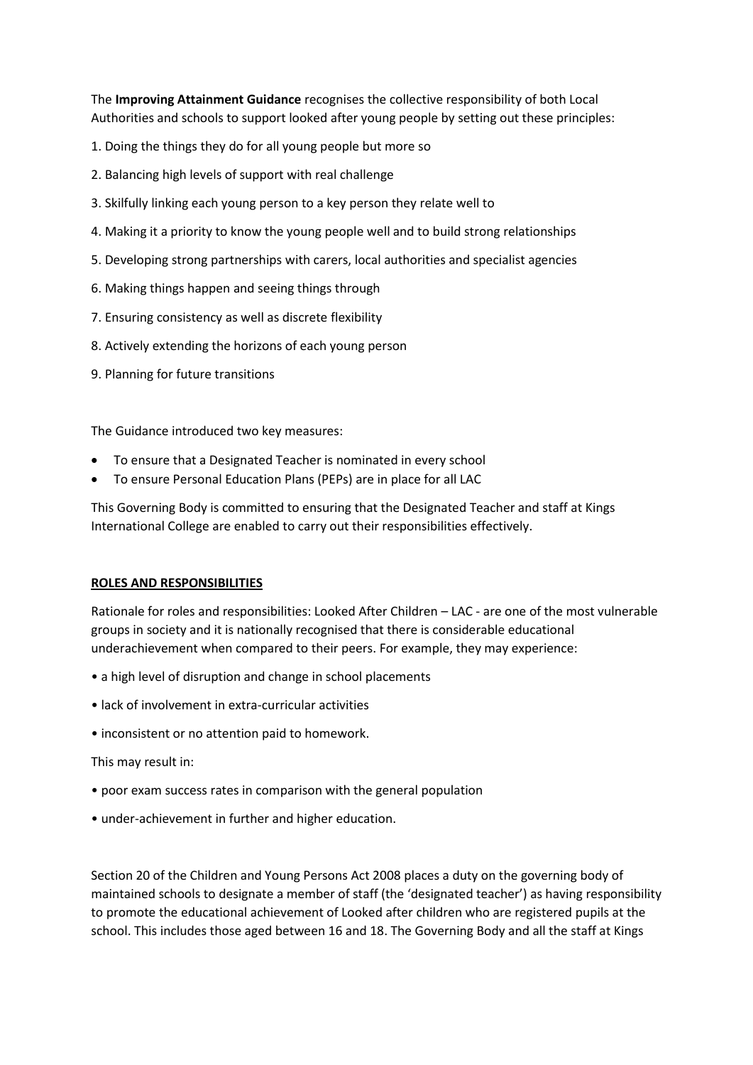The **Improving Attainment Guidance** recognises the collective responsibility of both Local Authorities and schools to support looked after young people by setting out these principles:

1. Doing the things they do for all young people but more so
2. Balancing high levels of support with real challenge
3. Skilfully linking each young person to a key person they relate well to
4. Making it a priority to know the young people well and to build strong relationships
5. Developing strong partnerships with carers, local authorities and specialist agencies
6. Making things happen and seeing things through
7. Ensuring consistency as well as discrete flexibility
8. Actively extending the horizons of each young person
9. Planning for future transitions

The Guidance introduced two key measures:

- To ensure that a Designated Teacher is nominated in every school
- To ensure Personal Education Plans (PEPs) are in place for all LAC

This Governing Body is committed to ensuring that the Designated Teacher and staff at Kings International College are enabled to carry out their responsibilities effectively.

**ROLES AND RESPONSIBILITIES**

Rationale for roles and responsibilities: Looked After Children – LAC - are one of the most vulnerable groups in society and it is nationally recognised that there is considerable educational underachievement when compared to their peers. For example, they may experience:

- a high level of disruption and change in school placements
- lack of involvement in extra-curricular activities
- inconsistent or no attention paid to homework.

This may result in:

- poor exam success rates in comparison with the general population
- under-achievement in further and higher education.

Section 20 of the Children and Young Persons Act 2008 places a duty on the governing body of maintained schools to designate a member of staff (the 'designated teacher') as having responsibility to promote the educational achievement of Looked after children who are registered pupils at the school. This includes those aged between 16 and 18. The Governing Body and all the staff at Kings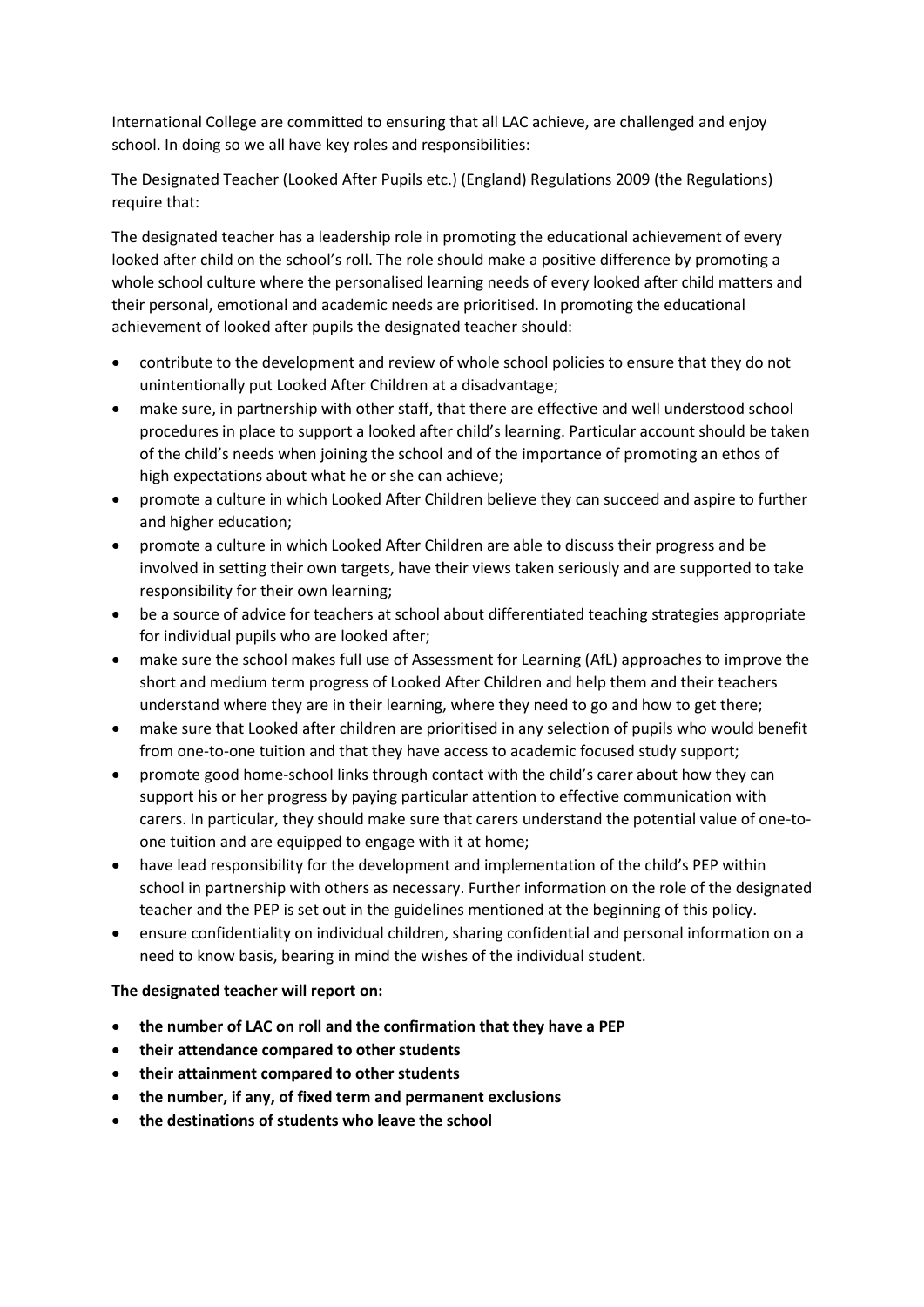International College are committed to ensuring that all LAC achieve, are challenged and enjoy school. In doing so we all have key roles and responsibilities:

The Designated Teacher (Looked After Pupils etc.) (England) Regulations 2009 (the Regulations) require that:

The designated teacher has a leadership role in promoting the educational achievement of every looked after child on the school's roll. The role should make a positive difference by promoting a whole school culture where the personalised learning needs of every looked after child matters and their personal, emotional and academic needs are prioritised. In promoting the educational achievement of looked after pupils the designated teacher should:

- contribute to the development and review of whole school policies to ensure that they do not unintentionally put Looked After Children at a disadvantage;
- make sure, in partnership with other staff, that there are effective and well understood school procedures in place to support a looked after child's learning. Particular account should be taken of the child's needs when joining the school and of the importance of promoting an ethos of high expectations about what he or she can achieve;
- promote a culture in which Looked After Children believe they can succeed and aspire to further and higher education;
- promote a culture in which Looked After Children are able to discuss their progress and be involved in setting their own targets, have their views taken seriously and are supported to take responsibility for their own learning;
- be a source of advice for teachers at school about differentiated teaching strategies appropriate for individual pupils who are looked after;
- make sure the school makes full use of Assessment for Learning (AfL) approaches to improve the short and medium term progress of Looked After Children and help them and their teachers understand where they are in their learning, where they need to go and how to get there;
- make sure that Looked after children are prioritised in any selection of pupils who would benefit from one-to-one tuition and that they have access to academic focused study support;
- promote good home-school links through contact with the child's carer about how they can support his or her progress by paying particular attention to effective communication with carers. In particular, they should make sure that carers understand the potential value of one-to-one tuition and are equipped to engage with it at home;
- have lead responsibility for the development and implementation of the child's PEP within school in partnership with others as necessary. Further information on the role of the designated teacher and the PEP is set out in the guidelines mentioned at the beginning of this policy.
- ensure confidentiality on individual children, sharing confidential and personal information on a need to know basis, bearing in mind the wishes of the individual student.

**<u>The designated teacher will report on:</u>**

- **the number of LAC on roll and the confirmation that they have a PEP**
- **their attendance compared to other students**
- **their attainment compared to other students**
- **the number, if any, of fixed term and permanent exclusions**
- **the destinations of students who leave the school**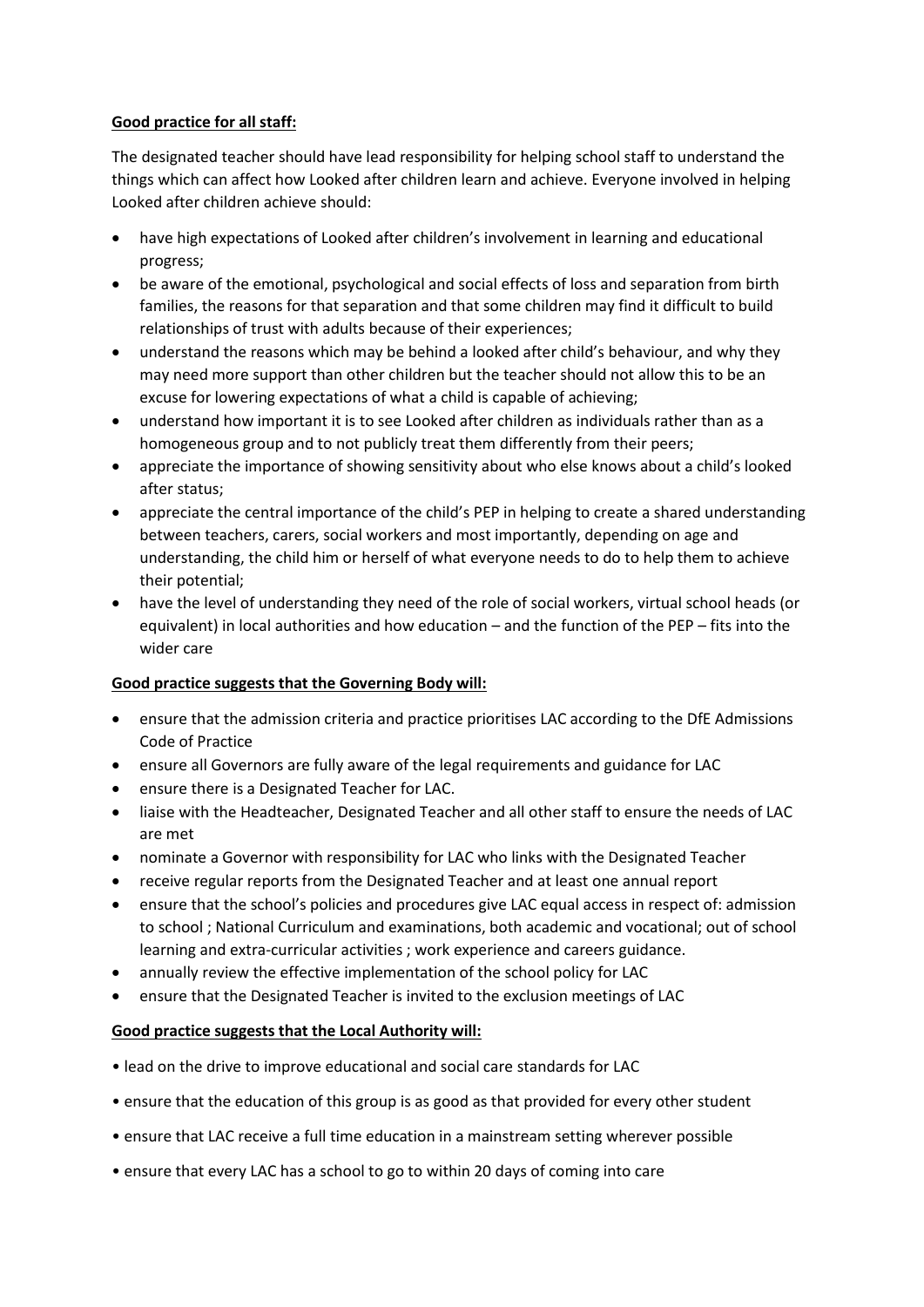**Good practice for all staff:**

The designated teacher should have lead responsibility for helping school staff to understand the things which can affect how Looked after children learn and achieve. Everyone involved in helping Looked after children achieve should:

- have high expectations of Looked after children's involvement in learning and educational progress;
- be aware of the emotional, psychological and social effects of loss and separation from birth families, the reasons for that separation and that some children may find it difficult to build relationships of trust with adults because of their experiences;
- understand the reasons which may be behind a looked after child's behaviour, and why they may need more support than other children but the teacher should not allow this to be an excuse for lowering expectations of what a child is capable of achieving;
- understand how important it is to see Looked after children as individuals rather than as a homogeneous group and to not publicly treat them differently from their peers;
- appreciate the importance of showing sensitivity about who else knows about a child's looked after status;
- appreciate the central importance of the child's PEP in helping to create a shared understanding between teachers, carers, social workers and most importantly, depending on age and understanding, the child him or herself of what everyone needs to do to help them to achieve their potential;
- have the level of understanding they need of the role of social workers, virtual school heads (or equivalent) in local authorities and how education – and the function of the PEP – fits into the wider care

**Good practice suggests that the Governing Body will:**

- ensure that the admission criteria and practice prioritises LAC according to the DfE Admissions Code of Practice
- ensure all Governors are fully aware of the legal requirements and guidance for LAC
- ensure there is a Designated Teacher for LAC.
- liaise with the Headteacher, Designated Teacher and all other staff to ensure the needs of LAC are met
- nominate a Governor with responsibility for LAC who links with the Designated Teacher
- receive regular reports from the Designated Teacher and at least one annual report
- ensure that the school's policies and procedures give LAC equal access in respect of: admission to school ; National Curriculum and examinations, both academic and vocational; out of school learning and extra-curricular activities ; work experience and careers guidance.
- annually review the effective implementation of the school policy for LAC
- ensure that the Designated Teacher is invited to the exclusion meetings of LAC

**Good practice suggests that the Local Authority will:**

- lead on the drive to improve educational and social care standards for LAC
- ensure that the education of this group is as good as that provided for every other student
- ensure that LAC receive a full time education in a mainstream setting wherever possible
- ensure that every LAC has a school to go to within 20 days of coming into care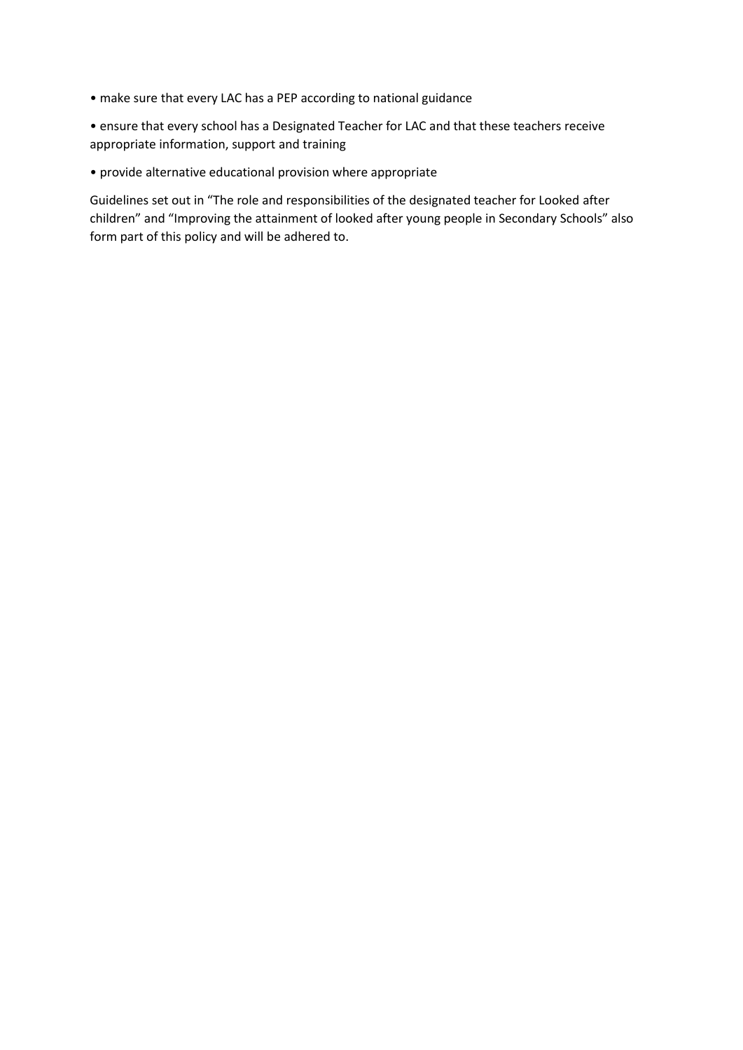- make sure that every LAC has a PEP according to national guidance
- ensure that every school has a Designated Teacher for LAC and that these teachers receive appropriate information, support and training
- provide alternative educational provision where appropriate

Guidelines set out in "The role and responsibilities of the designated teacher for Looked after children" and "Improving the attainment of looked after young people in Secondary Schools" also form part of this policy and will be adhered to.